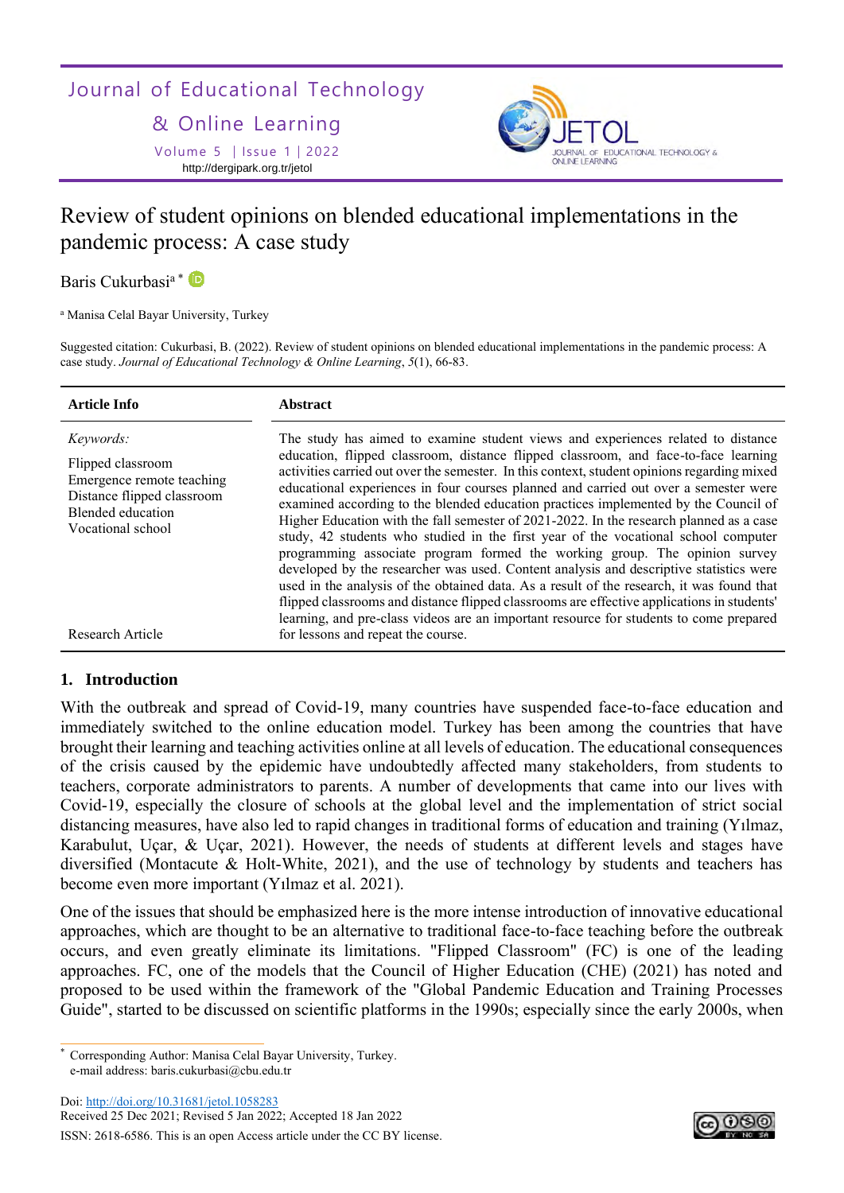# Review of student opinions on blended educational implementations in the pandemic process: A case study

Baris Cukurbasi[a] *

[a] Manisa Celal Bayar University, Turkey

Suggested citation: Cukurbasi, B. (2022). Review of student opinions on blended educational implementations in the pandemic process: A case study. *Journal of Educational Technology & Online Learning*, *5*(1), 66-83.

| Article Info | Abstract |
|---|---|
| *Keywords:*<br>Flipped classroom<br>Emergence remote teaching<br>Distance flipped classroom<br>Blended education<br>Vocational school<br><br>Research Article | The study has aimed to examine student views and experiences related to distance education, flipped classroom, distance flipped classroom, and face-to-face learning activities carried out over the semester. In this context, student opinions regarding mixed educational experiences in four courses planned and carried out over a semester were examined according to the blended education practices implemented by the Council of Higher Education with the fall semester of 2021-2022. In the research planned as a case study, 42 students who studied in the first year of the vocational school computer programming associate program formed the working group. The opinion survey developed by the researcher was used. Content analysis and descriptive statistics were used in the analysis of the obtained data. As a result of the research, it was found that flipped classrooms and distance flipped classrooms are effective applications in students' learning, and pre-class videos are an important resource for students to come prepared for lessons and repeat the course. |

## 1. Introduction

With the outbreak and spread of Covid-19, many countries have suspended face-to-face education and immediately switched to the online education model. Turkey has been among the countries that have brought their learning and teaching activities online at all levels of education. The educational consequences of the crisis caused by the epidemic have undoubtedly affected many stakeholders, from students to teachers, corporate administrators to parents. A number of developments that came into our lives with Covid-19, especially the closure of schools at the global level and the implementation of strict social distancing measures, have also led to rapid changes in traditional forms of education and training (Yılmaz, Karabulut, Uçar, & Uçar, 2021). However, the needs of students at different levels and stages have diversified (Montacute & Holt-White, 2021), and the use of technology by students and teachers has become even more important (Yılmaz et al. 2021).

One of the issues that should be emphasized here is the more intense introduction of innovative educational approaches, which are thought to be an alternative to traditional face-to-face teaching before the outbreak occurs, and even greatly eliminate its limitations. "Flipped Classroom" (FC) is one of the leading approaches. FC, one of the models that the Council of Higher Education (CHE) (2021) has noted and proposed to be used within the framework of the "Global Pandemic Education and Training Processes Guide", started to be discussed on scientific platforms in the 1990s; especially since the early 2000s, when

* Corresponding Author: Manisa Celal Bayar University, Turkey.
e-mail address: baris.cukurbasi@cbu.edu.tr

Doi: http://doi.org/10.31681/jetol.1058283
Received 25 Dec 2021; Revised 5 Jan 2022; Accepted 18 Jan 2022
ISSN: 2618-6586. This is an open Access article under the CC BY license.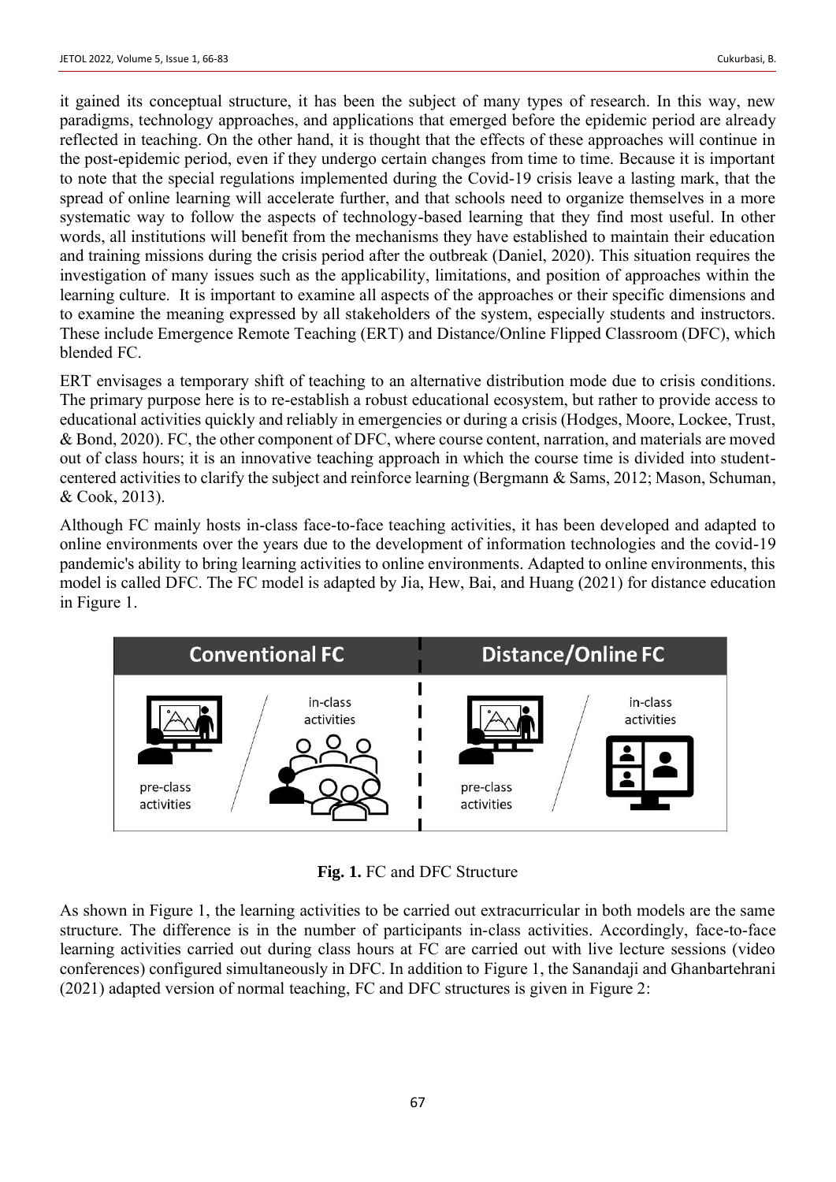it gained its conceptual structure, it has been the subject of many types of research. In this way, new paradigms, technology approaches, and applications that emerged before the epidemic period are already reflected in teaching. On the other hand, it is thought that the effects of these approaches will continue in the post-epidemic period, even if they undergo certain changes from time to time. Because it is important to note that the special regulations implemented during the Covid-19 crisis leave a lasting mark, that the spread of online learning will accelerate further, and that schools need to organize themselves in a more systematic way to follow the aspects of technology-based learning that they find most useful. In other words, all institutions will benefit from the mechanisms they have established to maintain their education and training missions during the crisis period after the outbreak (Daniel, 2020). This situation requires the investigation of many issues such as the applicability, limitations, and position of approaches within the learning culture. It is important to examine all aspects of the approaches or their specific dimensions and to examine the meaning expressed by all stakeholders of the system, especially students and instructors. These include Emergence Remote Teaching (ERT) and Distance/Online Flipped Classroom (DFC), which blended FC.

ERT envisages a temporary shift of teaching to an alternative distribution mode due to crisis conditions. The primary purpose here is to re-establish a robust educational ecosystem, but rather to provide access to educational activities quickly and reliably in emergencies or during a crisis (Hodges, Moore, Lockee, Trust, & Bond, 2020). FC, the other component of DFC, where course content, narration, and materials are moved out of class hours; it is an innovative teaching approach in which the course time is divided into student-centered activities to clarify the subject and reinforce learning (Bergmann & Sams, 2012; Mason, Schuman, & Cook, 2013).

Although FC mainly hosts in-class face-to-face teaching activities, it has been developed and adapted to online environments over the years due to the development of information technologies and the covid-19 pandemic's ability to bring learning activities to online environments. Adapted to online environments, this model is called DFC. The FC model is adapted by Jia, Hew, Bai, and Huang (2021) for distance education in Figure 1.

**Fig. 1.** FC and DFC Structure

As shown in Figure 1, the learning activities to be carried out extracurricular in both models are the same structure. The difference is in the number of participants in-class activities. Accordingly, face-to-face learning activities carried out during class hours at FC are carried out with live lecture sessions (video conferences) configured simultaneously in DFC. In addition to Figure 1, the Sanandaji and Ghanbartehrani (2021) adapted version of normal teaching, FC and DFC structures is given in Figure 2: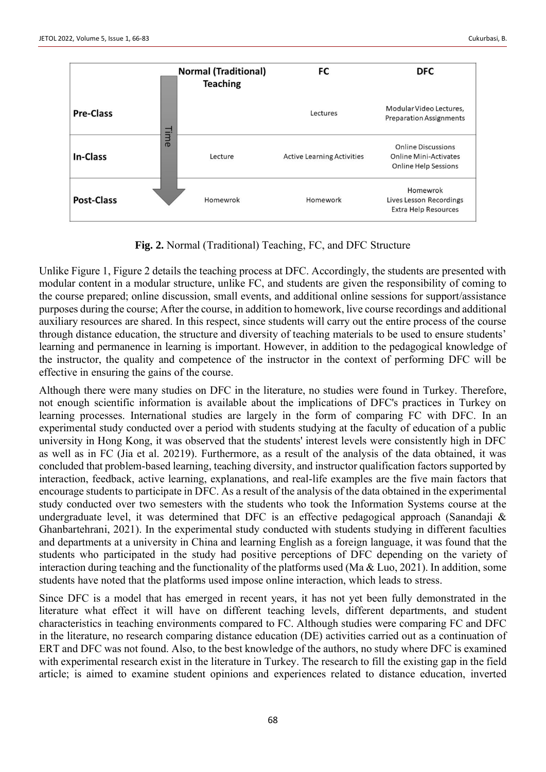| | Normal (Traditional) Teaching | FC | DFC |
|---|---|---|---|
| **Pre-Class** | | Lectures | Modular Video Lectures, Preparation Assignments |
| **In-Class** | Lecture | Active Learning Activities | Online Discussions Online Mini-Activates Online Help Sessions |
| **Post-Class** | Homewrok | Homework | Homewrok Lives Lesson Recordings Extra Help Resources |

**Fig. 2.** Normal (Traditional) Teaching, FC, and DFC Structure

Unlike Figure 1, Figure 2 details the teaching process at DFC. Accordingly, the students are presented with modular content in a modular structure, unlike FC, and students are given the responsibility of coming to the course prepared; online discussion, small events, and additional online sessions for support/assistance purposes during the course; After the course, in addition to homework, live course recordings and additional auxiliary resources are shared. In this respect, since students will carry out the entire process of the course through distance education, the structure and diversity of teaching materials to be used to ensure students' learning and permanence in learning is important. However, in addition to the pedagogical knowledge of the instructor, the quality and competence of the instructor in the context of performing DFC will be effective in ensuring the gains of the course.

Although there were many studies on DFC in the literature, no studies were found in Turkey. Therefore, not enough scientific information is available about the implications of DFC's practices in Turkey on learning processes. International studies are largely in the form of comparing FC with DFC. In an experimental study conducted over a period with students studying at the faculty of education of a public university in Hong Kong, it was observed that the students' interest levels were consistently high in DFC as well as in FC (Jia et al. 20219). Furthermore, as a result of the analysis of the data obtained, it was concluded that problem-based learning, teaching diversity, and instructor qualification factors supported by interaction, feedback, active learning, explanations, and real-life examples are the five main factors that encourage students to participate in DFC. As a result of the analysis of the data obtained in the experimental study conducted over two semesters with the students who took the Information Systems course at the undergraduate level, it was determined that DFC is an effective pedagogical approach (Sanandaji & Ghanbartehrani, 2021). In the experimental study conducted with students studying in different faculties and departments at a university in China and learning English as a foreign language, it was found that the students who participated in the study had positive perceptions of DFC depending on the variety of interaction during teaching and the functionality of the platforms used (Ma & Luo, 2021). In addition, some students have noted that the platforms used impose online interaction, which leads to stress.

Since DFC is a model that has emerged in recent years, it has not yet been fully demonstrated in the literature what effect it will have on different teaching levels, different departments, and student characteristics in teaching environments compared to FC. Although studies were comparing FC and DFC in the literature, no research comparing distance education (DE) activities carried out as a continuation of ERT and DFC was not found. Also, to the best knowledge of the authors, no study where DFC is examined with experimental research exist in the literature in Turkey. The research to fill the existing gap in the field article; is aimed to examine student opinions and experiences related to distance education, inverted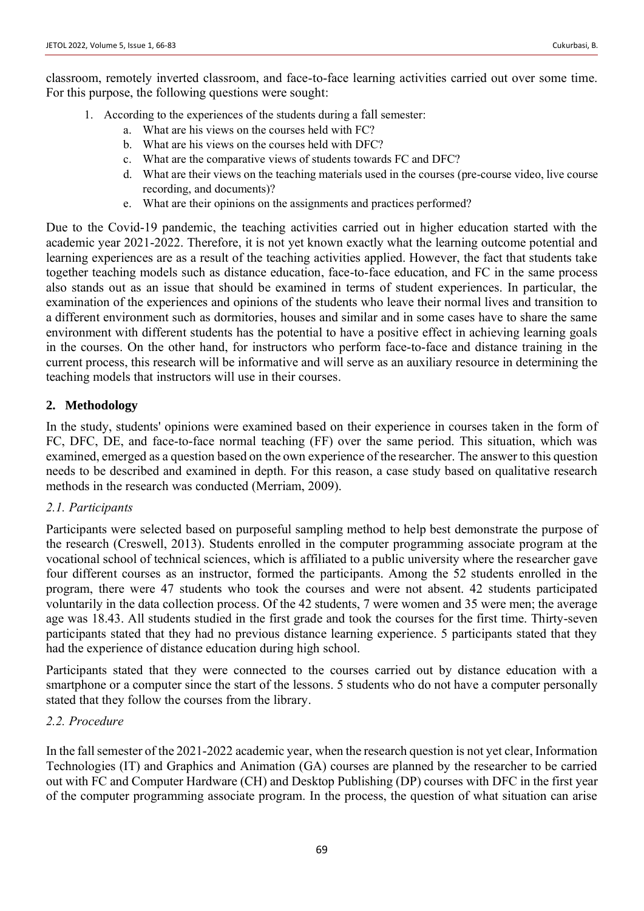classroom, remotely inverted classroom, and face-to-face learning activities carried out over some time. For this purpose, the following questions were sought:

1. According to the experiences of the students during a fall semester:
   a. What are his views on the courses held with FC?
   b. What are his views on the courses held with DFC?
   c. What are the comparative views of students towards FC and DFC?
   d. What are their views on the teaching materials used in the courses (pre-course video, live course recording, and documents)?
   e. What are their opinions on the assignments and practices performed?

Due to the Covid-19 pandemic, the teaching activities carried out in higher education started with the academic year 2021-2022. Therefore, it is not yet known exactly what the learning outcome potential and learning experiences are as a result of the teaching activities applied. However, the fact that students take together teaching models such as distance education, face-to-face education, and FC in the same process also stands out as an issue that should be examined in terms of student experiences. In particular, the examination of the experiences and opinions of the students who leave their normal lives and transition to a different environment such as dormitories, houses and similar and in some cases have to share the same environment with different students has the potential to have a positive effect in achieving learning goals in the courses. On the other hand, for instructors who perform face-to-face and distance training in the current process, this research will be informative and will serve as an auxiliary resource in determining the teaching models that instructors will use in their courses.

## 2. Methodology

In the study, students' opinions were examined based on their experience in courses taken in the form of FC, DFC, DE, and face-to-face normal teaching (FF) over the same period. This situation, which was examined, emerged as a question based on the own experience of the researcher. The answer to this question needs to be described and examined in depth. For this reason, a case study based on qualitative research methods in the research was conducted (Merriam, 2009).

### *2.1. Participants*

Participants were selected based on purposeful sampling method to help best demonstrate the purpose of the research (Creswell, 2013). Students enrolled in the computer programming associate program at the vocational school of technical sciences, which is affiliated to a public university where the researcher gave four different courses as an instructor, formed the participants. Among the 52 students enrolled in the program, there were 47 students who took the courses and were not absent. 42 students participated voluntarily in the data collection process. Of the 42 students, 7 were women and 35 were men; the average age was 18.43. All students studied in the first grade and took the courses for the first time. Thirty-seven participants stated that they had no previous distance learning experience. 5 participants stated that they had the experience of distance education during high school.

Participants stated that they were connected to the courses carried out by distance education with a smartphone or a computer since the start of the lessons. 5 students who do not have a computer personally stated that they follow the courses from the library.

### *2.2. Procedure*

In the fall semester of the 2021-2022 academic year, when the research question is not yet clear, Information Technologies (IT) and Graphics and Animation (GA) courses are planned by the researcher to be carried out with FC and Computer Hardware (CH) and Desktop Publishing (DP) courses with DFC in the first year of the computer programming associate program. In the process, the question of what situation can arise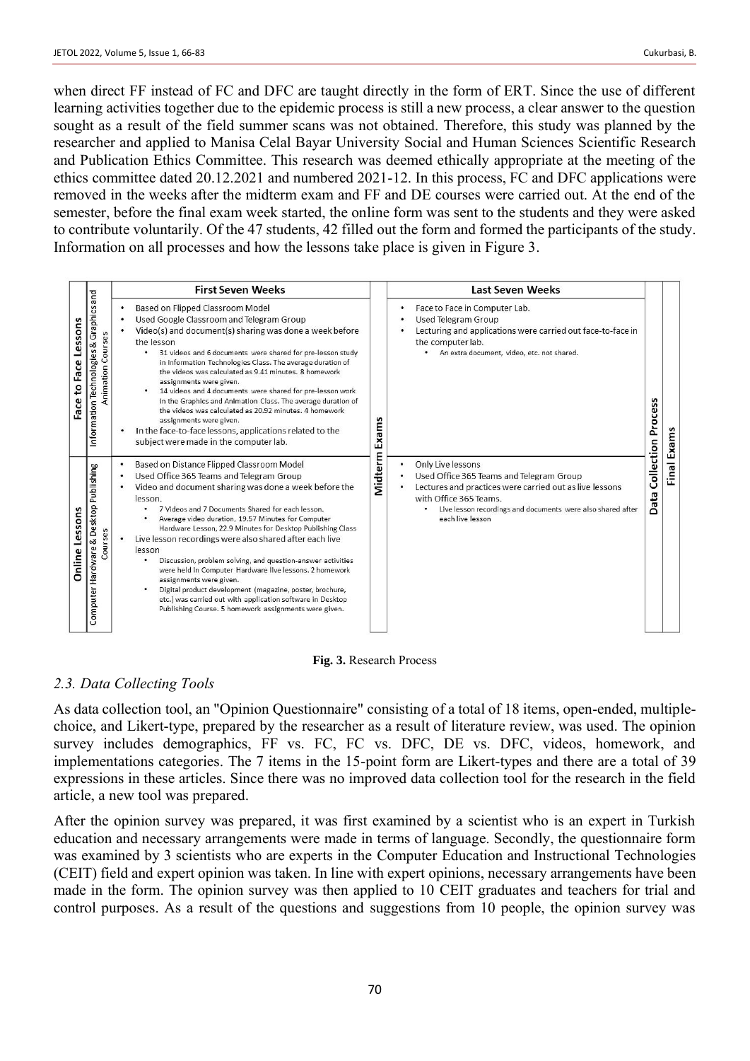when direct FF instead of FC and DFC are taught directly in the form of ERT. Since the use of different learning activities together due to the epidemic process is still a new process, a clear answer to the question sought as a result of the field summer scans was not obtained. Therefore, this study was planned by the researcher and applied to Manisa Celal Bayar University Social and Human Sciences Scientific Research and Publication Ethics Committee. This research was deemed ethically appropriate at the meeting of the ethics committee dated 20.12.2021 and numbered 2021-12. In this process, FC and DFC applications were removed in the weeks after the midterm exam and FF and DE courses were carried out. At the end of the semester, before the final exam week started, the online form was sent to the students and they were asked to contribute voluntarily. Of the 47 students, 42 filled out the form and formed the participants of the study. Information on all processes and how the lessons take place is given in Figure 3.

| | | First Seven Weeks | | Last Seven Weeks | | |
|---|---|---|---|---|---|---|
| Face to Face Lessons | Information Technologies & Graphics and Animation Courses | • Based on Flipped Classroom Model<br>• Used Google Classroom and Telegram Group<br>• Video(s) and document(s) sharing was done a week before the lesson<br>  • 31 videos and 6 documents were shared for pre-lesson study in Information Technologies Class. The average duration of the videos was calculated as 9.41 minutes. 8 homework assignments were given.<br>  • 14 videos and 4 documents were shared for pre-lesson work in the Graphics and Animation Class. The average duration of the videos was calculated as 20.92 minutes. 4 homework assignments were given.<br>• In the face-to-face lessons, applications related to the subject were made in the computer lab. | Midterm Exams | • Face to Face in Computer Lab.<br>• Used Telegram Group<br>• Lecturing and applications were carried out face-to-face in the computer lab.<br>  • An extra document, video, etc. not shared. | Data Collection Process | Final Exams |
| Online Lessons | Computer Hardware & Desktop Publishing Courses | • Based on Distance Flipped Classroom Model<br>• Used Office 365 Teams and Telegram Group<br>• Video and document sharing was done a week before the lesson.<br>  • 7 Videos and 7 Documents Shared for each lesson.<br>  • Average video duration, 19.57 Minutes for Computer Hardware Lesson, 22.9 Minutes for Desktop Publishing Class<br>• Live lesson recordings were also shared after each live lesson<br>  • Discussion, problem solving, and question-answer activities were held in Computer Hardware live lessons. 2 homework assignments were given.<br>  • Digital product development (magazine, poster, brochure, etc.) was carried out with application software in Desktop Publishing Course. 5 homework assignments were given. | Midterm Exams | • Only Live lessons<br>• Used Office 365 Teams and Telegram Group<br>• Lectures and practices were carried out as live lessons with Office 365 Teams.<br>  • Live lesson recordings and documents were also shared after each live lesson | Data Collection Process | Final Exams |

**Fig. 3.** Research Process

### *2.3. Data Collecting Tools*

As data collection tool, an "Opinion Questionnaire" consisting of a total of 18 items, open-ended, multiple-choice, and Likert-type, prepared by the researcher as a result of literature review, was used. The opinion survey includes demographics, FF vs. FC, FC vs. DFC, DE vs. DFC, videos, homework, and implementations categories. The 7 items in the 15-point form are Likert-types and there are a total of 39 expressions in these articles. Since there was no improved data collection tool for the research in the field article, a new tool was prepared.

After the opinion survey was prepared, it was first examined by a scientist who is an expert in Turkish education and necessary arrangements were made in terms of language. Secondly, the questionnaire form was examined by 3 scientists who are experts in the Computer Education and Instructional Technologies (CEIT) field and expert opinion was taken. In line with expert opinions, necessary arrangements have been made in the form. The opinion survey was then applied to 10 CEIT graduates and teachers for trial and control purposes. As a result of the questions and suggestions from 10 people, the opinion survey was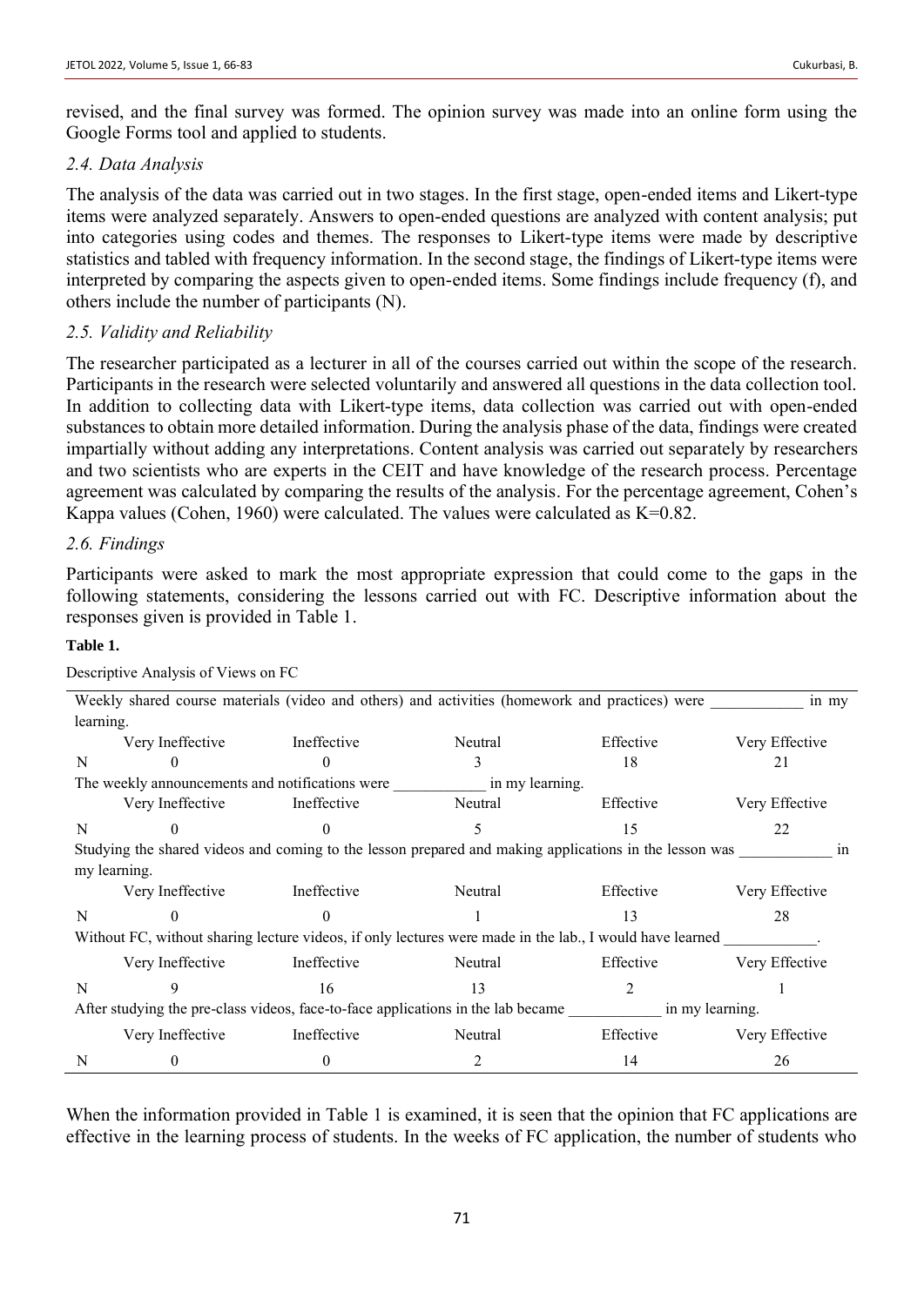revised, and the final survey was formed. The opinion survey was made into an online form using the Google Forms tool and applied to students.

### *2.4. Data Analysis*

The analysis of the data was carried out in two stages. In the first stage, open-ended items and Likert-type items were analyzed separately. Answers to open-ended questions are analyzed with content analysis; put into categories using codes and themes. The responses to Likert-type items were made by descriptive statistics and tabled with frequency information. In the second stage, the findings of Likert-type items were interpreted by comparing the aspects given to open-ended items. Some findings include frequency (f), and others include the number of participants (N).

### *2.5. Validity and Reliability*

The researcher participated as a lecturer in all of the courses carried out within the scope of the research. Participants in the research were selected voluntarily and answered all questions in the data collection tool. In addition to collecting data with Likert-type items, data collection was carried out with open-ended substances to obtain more detailed information. During the analysis phase of the data, findings were created impartially without adding any interpretations. Content analysis was carried out separately by researchers and two scientists who are experts in the CEIT and have knowledge of the research process. Percentage agreement was calculated by comparing the results of the analysis. For the percentage agreement, Cohen's Kappa values (Cohen, 1960) were calculated. The values were calculated as K=0.82.

### *2.6. Findings*

Participants were asked to mark the most appropriate expression that could come to the gaps in the following statements, considering the lessons carried out with FC. Descriptive information about the responses given is provided in Table 1.

**Table 1.**

Descriptive Analysis of Views on FC

| | Very Ineffective | Ineffective | Neutral | Effective | Very Effective |
|---|---|---|---|---|---|
| **Weekly shared course materials (video and others) and activities (homework and practices) were ___________ in my learning.** | | | | | |
| N | 0 | 0 | 3 | 18 | 21 |
| **The weekly announcements and notifications were ___________ in my learning.** | | | | | |
| N | 0 | 0 | 5 | 15 | 22 |
| **Studying the shared videos and coming to the lesson prepared and making applications in the lesson was ___________ in my learning.** | | | | | |
| N | 0 | 0 | 1 | 13 | 28 |
| **Without FC, without sharing lecture videos, if only lectures were made in the lab., I would have learned ___________.** | | | | | |
| N | 9 | 16 | 13 | 2 | 1 |
| **After studying the pre-class videos, face-to-face applications in the lab became ___________ in my learning.** | | | | | |
| N | 0 | 0 | 2 | 14 | 26 |

When the information provided in Table 1 is examined, it is seen that the opinion that FC applications are effective in the learning process of students. In the weeks of FC application, the number of students who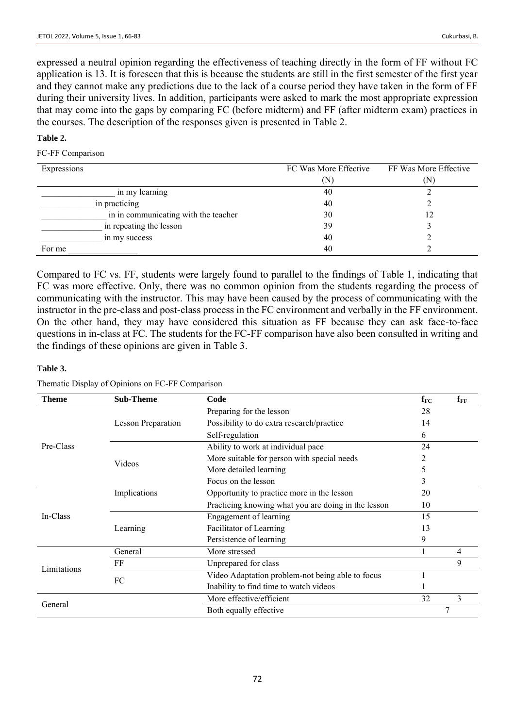expressed a neutral opinion regarding the effectiveness of teaching directly in the form of FF without FC application is 13. It is foreseen that this is because the students are still in the first semester of the first year and they cannot make any predictions due to the lack of a course period they have taken in the form of FF during their university lives. In addition, participants were asked to mark the most appropriate expression that may come into the gaps by comparing FC (before midterm) and FF (after midterm exam) practices in the courses. The description of the responses given is presented in Table 2.

**Table 2.**

FC-FF Comparison

| Expressions | FC Was More Effective (N) | FF Was More Effective (N) |
|---|---|---|
| \_\_\_\_\_\_\_\_\_\_\_\_\_\_\_\_ in my learning | 40 | 2 |
| \_\_\_\_\_\_\_\_\_\_\_\_ in practicing | 40 | 2 |
| \_\_\_\_\_\_\_\_\_\_\_\_\_\_\_ in in communicating with the teacher | 30 | 12 |
| \_\_\_\_\_\_\_\_\_\_\_\_\_\_ in repeating the lesson | 39 | 3 |
| \_\_\_\_\_\_\_\_\_\_\_\_\_\_ in my success | 40 | 2 |
| For me \_\_\_\_\_\_\_\_\_\_\_\_\_\_\_\_ | 40 | 2 |

Compared to FC vs. FF, students were largely found to parallel to the findings of Table 1, indicating that FC was more effective. Only, there was no common opinion from the students regarding the process of communicating with the instructor. This may have been caused by the process of communicating with the instructor in the pre-class and post-class process in the FC environment and verbally in the FF environment. On the other hand, they may have considered this situation as FF because they can ask face-to-face questions in in-class at FC. The students for the FC-FF comparison have also been consulted in writing and the findings of these opinions are given in Table 3.

**Table 3.**

Thematic Display of Opinions on FC-FF Comparison

| Theme | Sub-Theme | Code | $f_{FC}$ | $f_{FF}$ |
|---|---|---|---|---|
| Pre-Class | Lesson Preparation | Preparing for the lesson | 28 | |
| | | Possibility to do extra research/practice | 14 | |
| | | Self-regulation | 6 | |
| | Videos | Ability to work at individual pace | 24 | |
| | | More suitable for person with special needs | 2 | |
| | | More detailed learning | 5 | |
| | | Focus on the lesson | 3 | |
| In-Class | Implications | Opportunity to practice more in the lesson | 20 | |
| | | Practicing knowing what you are doing in the lesson | 10 | |
| | Learning | Engagement of learning | 15 | |
| | | Facilitator of Learning | 13 | |
| | | Persistence of learning | 9 | |
| Limitations | General | More stressed | 1 | 4 |
| | FF | Unprepared for class | | 9 |
| | FC | Video Adaptation problem-not being able to focus | 1 | |
| | | Inability to find time to watch videos | 1 | |
| General | | More effective/efficient | 32 | 3 |
| | | Both equally effective | 7 | |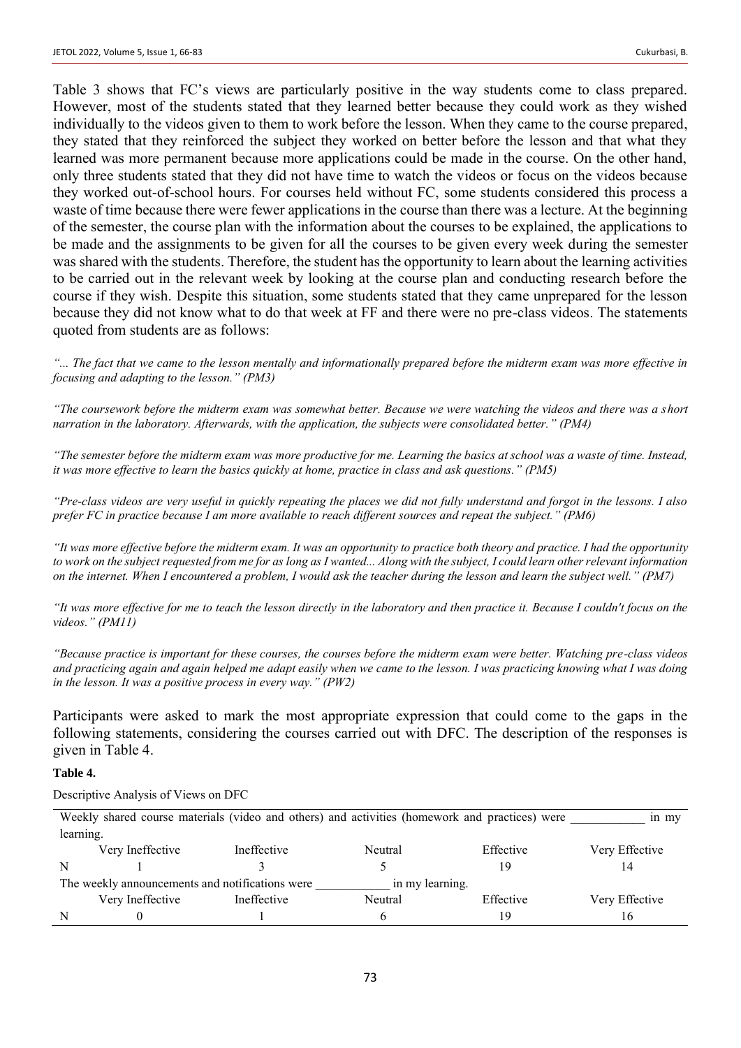Table 3 shows that FC's views are particularly positive in the way students come to class prepared. However, most of the students stated that they learned better because they could work as they wished individually to the videos given to them to work before the lesson. When they came to the course prepared, they stated that they reinforced the subject they worked on better before the lesson and that what they learned was more permanent because more applications could be made in the course. On the other hand, only three students stated that they did not have time to watch the videos or focus on the videos because they worked out-of-school hours. For courses held without FC, some students considered this process a waste of time because there were fewer applications in the course than there was a lecture. At the beginning of the semester, the course plan with the information about the courses to be explained, the applications to be made and the assignments to be given for all the courses to be given every week during the semester was shared with the students. Therefore, the student has the opportunity to learn about the learning activities to be carried out in the relevant week by looking at the course plan and conducting research before the course if they wish. Despite this situation, some students stated that they came unprepared for the lesson because they did not know what to do that week at FF and there were no pre-class videos. The statements quoted from students are as follows:

*"... The fact that we came to the lesson mentally and informationally prepared before the midterm exam was more effective in focusing and adapting to the lesson." (PM3)*

*"The coursework before the midterm exam was somewhat better. Because we were watching the videos and there was a short narration in the laboratory. Afterwards, with the application, the subjects were consolidated better." (PM4)*

*"The semester before the midterm exam was more productive for me. Learning the basics at school was a waste of time. Instead, it was more effective to learn the basics quickly at home, practice in class and ask questions." (PM5)*

*"Pre-class videos are very useful in quickly repeating the places we did not fully understand and forgot in the lessons. I also prefer FC in practice because I am more available to reach different sources and repeat the subject." (PM6)*

*"It was more effective before the midterm exam. It was an opportunity to practice both theory and practice. I had the opportunity to work on the subject requested from me for as long as I wanted... Along with the subject, I could learn other relevant information on the internet. When I encountered a problem, I would ask the teacher during the lesson and learn the subject well." (PM7)*

*"It was more effective for me to teach the lesson directly in the laboratory and then practice it. Because I couldn't focus on the videos." (PM11)*

*"Because practice is important for these courses, the courses before the midterm exam were better. Watching pre-class videos and practicing again and again helped me adapt easily when we came to the lesson. I was practicing knowing what I was doing in the lesson. It was a positive process in every way." (PW2)*

Participants were asked to mark the most appropriate expression that could come to the gaps in the following statements, considering the courses carried out with DFC. The description of the responses is given in Table 4.

**Table 4.**

Descriptive Analysis of Views on DFC

| Weekly shared course materials (video and others) and activities (homework and practices) were ___________ in my learning. | | | | | |
|---|---|---|---|---|---|
| | Very Ineffective | Ineffective | Neutral | Effective | Very Effective |
| N | 1 | 3 | 5 | 19 | 14 |
| The weekly announcements and notifications were ___________ in my learning. | | | | | |
| | Very Ineffective | Ineffective | Neutral | Effective | Very Effective |
| N | 0 | 1 | 6 | 19 | 16 |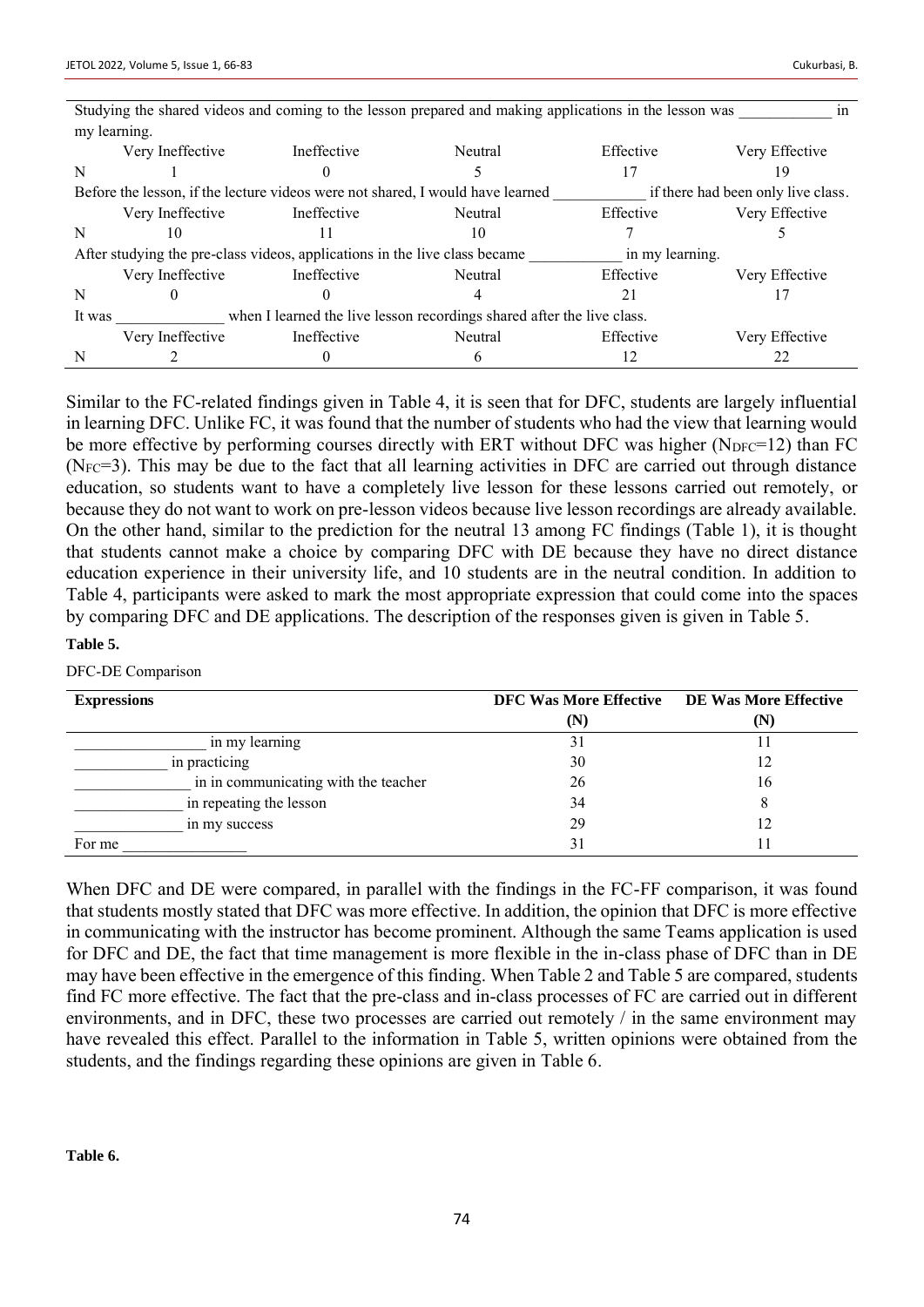| | Very Ineffective | Ineffective | Neutral | Effective | Very Effective |
|---|---|---|---|---|---|
| Studying the shared videos and coming to the lesson prepared and making applications in the lesson was ____________ in my learning. | | | | | |
| N | 1 | 0 | 5 | 17 | 19 |
| Before the lesson, if the lecture videos were not shared, I would have learned ____________ if there had been only live class. | | | | | |
| N | 10 | 11 | 10 | 7 | 5 |
| After studying the pre-class videos, applications in the live class became ____________ in my learning. | | | | | |
| N | 0 | 0 | 4 | 21 | 17 |
| It was ______________ when I learned the live lesson recordings shared after the live class. | | | | | |
| N | 2 | 0 | 6 | 12 | 22 |

Similar to the FC-related findings given in Table 4, it is seen that for DFC, students are largely influential in learning DFC. Unlike FC, it was found that the number of students who had the view that learning would be more effective by performing courses directly with ERT without DFC was higher ($N_{DFC}$=12) than FC ($N_{FC}$=3). This may be due to the fact that all learning activities in DFC are carried out through distance education, so students want to have a completely live lesson for these lessons carried out remotely, or because they do not want to work on pre-lesson videos because live lesson recordings are already available. On the other hand, similar to the prediction for the neutral 13 among FC findings (Table 1), it is thought that students cannot make a choice by comparing DFC with DE because they have no direct distance education experience in their university life, and 10 students are in the neutral condition. In addition to Table 4, participants were asked to mark the most appropriate expression that could come into the spaces by comparing DFC and DE applications. The description of the responses given is given in Table 5.

**Table 5.**

DFC-DE Comparison

| Expressions | DFC Was More Effective (N) | DE Was More Effective (N) |
|---|---|---|
| ________________ in my learning | 31 | 11 |
| ____________ in practicing | 30 | 12 |
| ______________ in in communicating with the teacher | 26 | 16 |
| ______________ in repeating the lesson | 34 | 8 |
| ______________ in my success | 29 | 12 |
| For me ________________ | 31 | 11 |

When DFC and DE were compared, in parallel with the findings in the FC-FF comparison, it was found that students mostly stated that DFC was more effective. In addition, the opinion that DFC is more effective in communicating with the instructor has become prominent. Although the same Teams application is used for DFC and DE, the fact that time management is more flexible in the in-class phase of DFC than in DE may have been effective in the emergence of this finding. When Table 2 and Table 5 are compared, students find FC more effective. The fact that the pre-class and in-class processes of FC are carried out in different environments, and in DFC, these two processes are carried out remotely / in the same environment may have revealed this effect. Parallel to the information in Table 5, written opinions were obtained from the students, and the findings regarding these opinions are given in Table 6.

**Table 6.**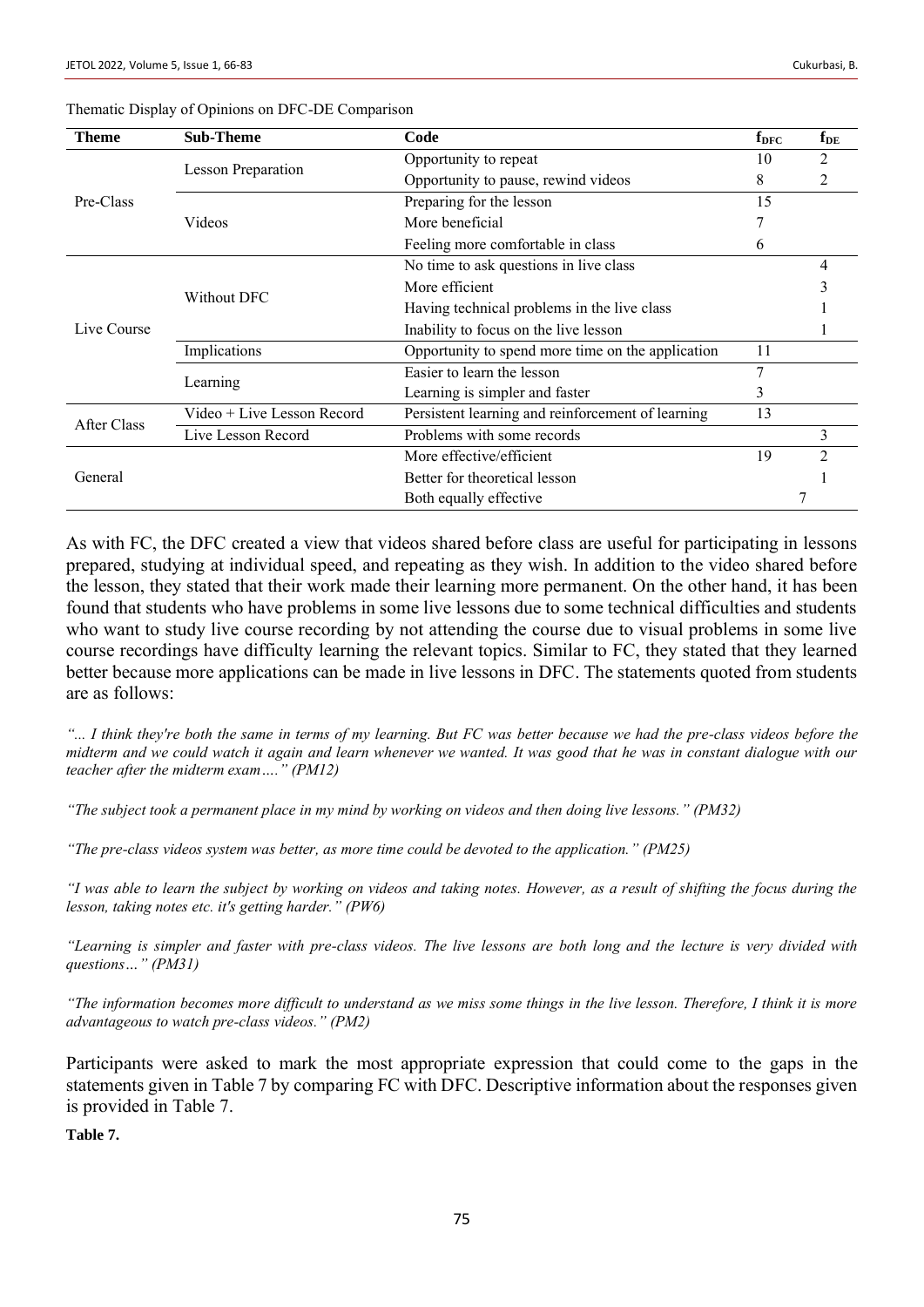Thematic Display of Opinions on DFC-DE Comparison

| Theme | Sub-Theme | Code | $f_{DFC}$ | $f_{DE}$ |
|---|---|---|---|---|
| Pre-Class | Lesson Preparation | Opportunity to repeat | 10 | 2 |
| | | Opportunity to pause, rewind videos | 8 | 2 |
| | Videos | Preparing for the lesson | 15 | |
| | | More beneficial | 7 | |
| | | Feeling more comfortable in class | 6 | |
| Live Course | Without DFC | No time to ask questions in live class | | 4 |
| | | More efficient | | 3 |
| | | Having technical problems in the live class | | 1 |
| | | Inability to focus on the live lesson | | 1 |
| | Implications | Opportunity to spend more time on the application | 11 | |
| | Learning | Easier to learn the lesson | 7 | |
| | | Learning is simpler and faster | 3 | |
| After Class | Video + Live Lesson Record | Persistent learning and reinforcement of learning | 13 | |
| | Live Lesson Record | Problems with some records | | 3 |
| General | | More effective/efficient | 19 | 2 |
| | | Better for theoretical lesson | | 1 |
| | | Both equally effective | 7 | |

As with FC, the DFC created a view that videos shared before class are useful for participating in lessons prepared, studying at individual speed, and repeating as they wish. In addition to the video shared before the lesson, they stated that their work made their learning more permanent. On the other hand, it has been found that students who have problems in some live lessons due to some technical difficulties and students who want to study live course recording by not attending the course due to visual problems in some live course recordings have difficulty learning the relevant topics. Similar to FC, they stated that they learned better because more applications can be made in live lessons in DFC. The statements quoted from students are as follows:

*"... I think they're both the same in terms of my learning. But FC was better because we had the pre-class videos before the midterm and we could watch it again and learn whenever we wanted. It was good that he was in constant dialogue with our teacher after the midterm exam…." (PM12)*

*"The subject took a permanent place in my mind by working on videos and then doing live lessons." (PM32)*

*"The pre-class videos system was better, as more time could be devoted to the application." (PM25)*

*"I was able to learn the subject by working on videos and taking notes. However, as a result of shifting the focus during the lesson, taking notes etc. it's getting harder." (PW6)*

*"Learning is simpler and faster with pre-class videos. The live lessons are both long and the lecture is very divided with questions…" (PM31)*

*"The information becomes more difficult to understand as we miss some things in the live lesson. Therefore, I think it is more advantageous to watch pre-class videos." (PM2)*

Participants were asked to mark the most appropriate expression that could come to the gaps in the statements given in Table 7 by comparing FC with DFC. Descriptive information about the responses given is provided in Table 7.

**Table 7.**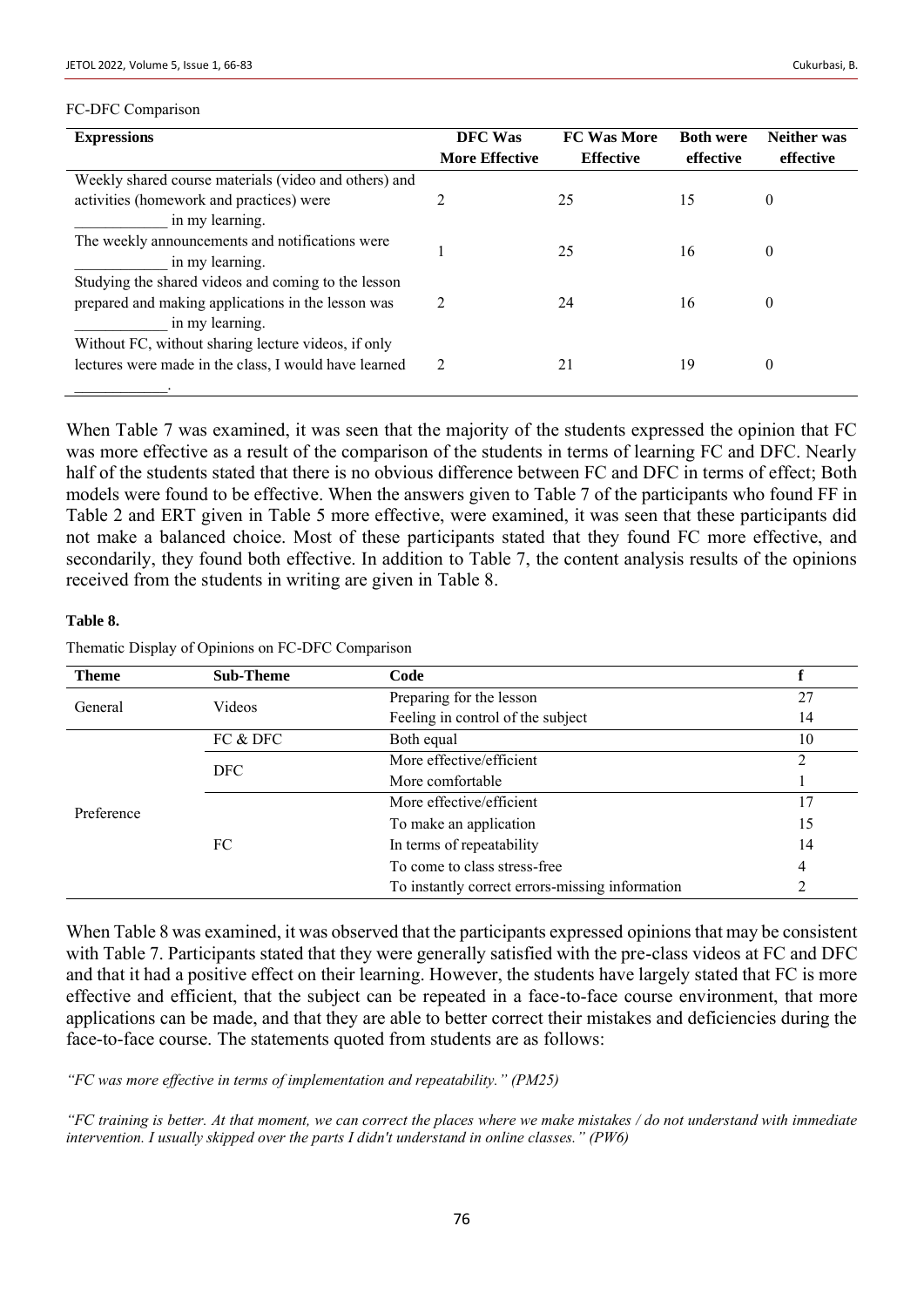FC-DFC Comparison

| Expressions | DFC Was More Effective | FC Was More Effective | Both were effective | Neither was effective |
|---|---|---|---|---|
| Weekly shared course materials (video and others) and activities (homework and practices) were ____________ in my learning. | 2 | 25 | 15 | 0 |
| The weekly announcements and notifications were ____________ in my learning. | 1 | 25 | 16 | 0 |
| Studying the shared videos and coming to the lesson prepared and making applications in the lesson was ____________ in my learning. | 2 | 24 | 16 | 0 |
| Without FC, without sharing lecture videos, if only lectures were made in the class, I would have learned ____________. | 2 | 21 | 19 | 0 |

When Table 7 was examined, it was seen that the majority of the students expressed the opinion that FC was more effective as a result of the comparison of the students in terms of learning FC and DFC. Nearly half of the students stated that there is no obvious difference between FC and DFC in terms of effect; Both models were found to be effective. When the answers given to Table 7 of the participants who found FF in Table 2 and ERT given in Table 5 more effective, were examined, it was seen that these participants did not make a balanced choice. Most of these participants stated that they found FC more effective, and secondarily, they found both effective. In addition to Table 7, the content analysis results of the opinions received from the students in writing are given in Table 8.

**Table 8.**

Thematic Display of Opinions on FC-DFC Comparison

| Theme | Sub-Theme | Code | f |
|---|---|---|---|
| General | Videos | Preparing for the lesson | 27 |
| | | Feeling in control of the subject | 14 |
| Preference | FC & DFC | Both equal | 10 |
| | DFC | More effective/efficient | 2 |
| | | More comfortable | 1 |
| | FC | More effective/efficient | 17 |
| | | To make an application | 15 |
| | | In terms of repeatability | 14 |
| | | To come to class stress-free | 4 |
| | | To instantly correct errors-missing information | 2 |

When Table 8 was examined, it was observed that the participants expressed opinions that may be consistent with Table 7. Participants stated that they were generally satisfied with the pre-class videos at FC and DFC and that it had a positive effect on their learning. However, the students have largely stated that FC is more effective and efficient, that the subject can be repeated in a face-to-face course environment, that more applications can be made, and that they are able to better correct their mistakes and deficiencies during the face-to-face course. The statements quoted from students are as follows:

*"FC was more effective in terms of implementation and repeatability." (PM25)*

*"FC training is better. At that moment, we can correct the places where we make mistakes / do not understand with immediate intervention. I usually skipped over the parts I didn't understand in online classes." (PW6)*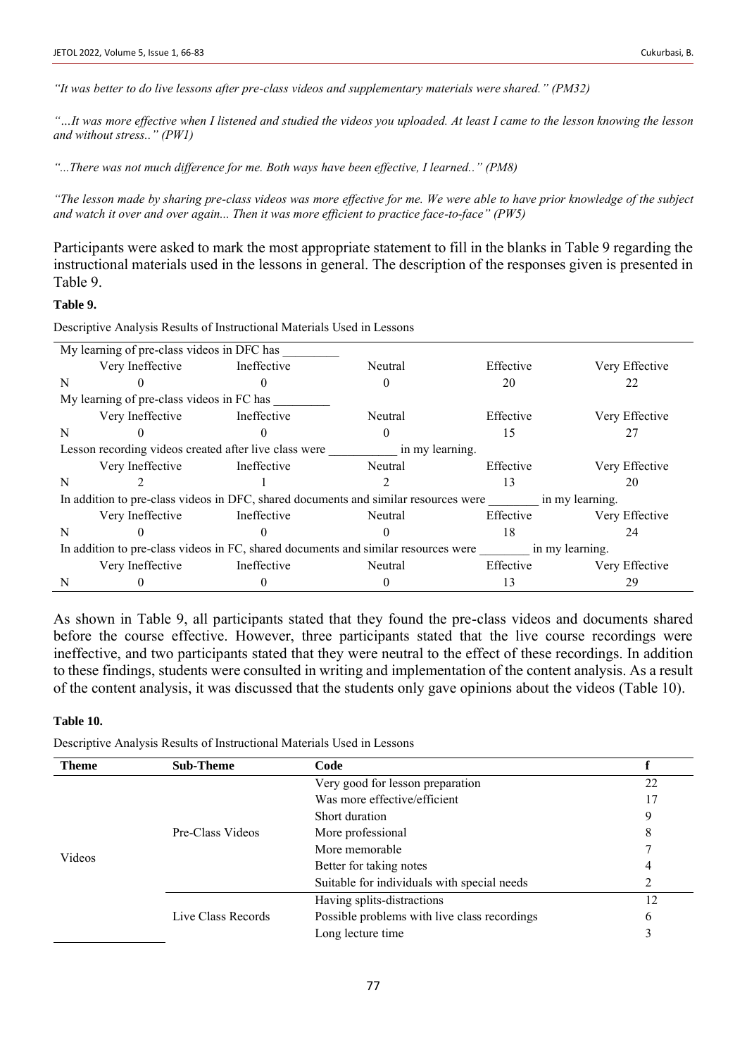*"It was better to do live lessons after pre-class videos and supplementary materials were shared." (PM32)*

*"…It was more effective when I listened and studied the videos you uploaded. At least I came to the lesson knowing the lesson and without stress.." (PW1)*

*"...There was not much difference for me. Both ways have been effective, I learned.." (PM8)*

*"The lesson made by sharing pre-class videos was more effective for me. We were able to have prior knowledge of the subject and watch it over and over again... Then it was more efficient to practice face-to-face" (PW5)*

Participants were asked to mark the most appropriate statement to fill in the blanks in Table 9 regarding the instructional materials used in the lessons in general. The description of the responses given is presented in Table 9.

**Table 9.**

Descriptive Analysis Results of Instructional Materials Used in Lessons

| | Very Ineffective | Ineffective | Neutral | Effective | Very Effective |
|---|---|---|---|---|---|
| **My learning of pre-class videos in DFC has \_\_\_\_\_\_\_\_\_** | | | | | |
| N | 0 | 0 | 0 | 20 | 22 |
| **My learning of pre-class videos in FC has \_\_\_\_\_\_\_\_\_** | | | | | |
| N | 0 | 0 | 0 | 15 | 27 |
| **Lesson recording videos created after live class were \_\_\_\_\_\_\_\_\_\_\_ in my learning.** | | | | | |
| N | 2 | 1 | 2 | 13 | 20 |
| **In addition to pre-class videos in DFC, shared documents and similar resources were \_\_\_\_\_\_\_\_ in my learning.** | | | | | |
| N | 0 | 0 | 0 | 18 | 24 |
| **In addition to pre-class videos in FC, shared documents and similar resources were \_\_\_\_\_\_\_\_ in my learning.** | | | | | |
| N | 0 | 0 | 0 | 13 | 29 |

As shown in Table 9, all participants stated that they found the pre-class videos and documents shared before the course effective. However, three participants stated that the live course recordings were ineffective, and two participants stated that they were neutral to the effect of these recordings. In addition to these findings, students were consulted in writing and implementation of the content analysis. As a result of the content analysis, it was discussed that the students only gave opinions about the videos (Table 10).

**Table 10.**

Descriptive Analysis Results of Instructional Materials Used in Lessons

| Theme | Sub-Theme | Code | f |
|---|---|---|---|
| Videos | Pre-Class Videos | Very good for lesson preparation | 22 |
| | | Was more effective/efficient | 17 |
| | | Short duration | 9 |
| | | More professional | 8 |
| | | More memorable | 7 |
| | | Better for taking notes | 4 |
| | | Suitable for individuals with special needs | 2 |
| | Live Class Records | Having splits-distractions | 12 |
| | | Possible problems with live class recordings | 6 |
| | | Long lecture time | 3 |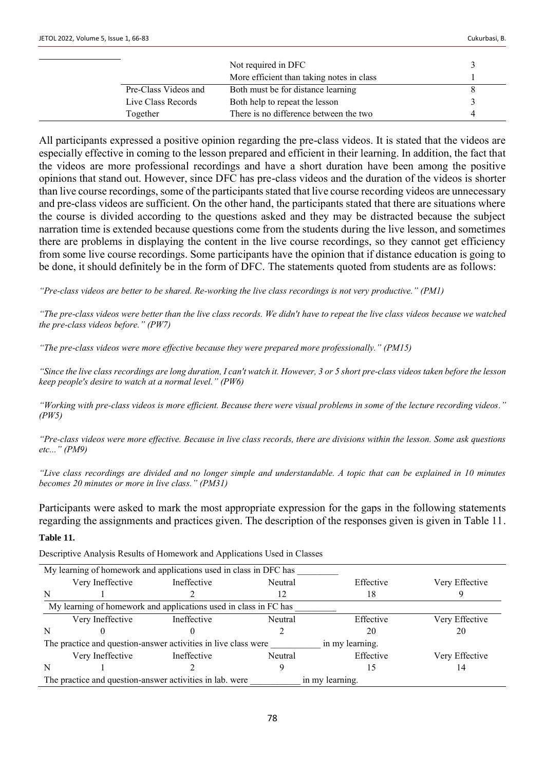| | | |
|---|---|---|
| | Not required in DFC | 3 |
| | More efficient than taking notes in class | 1 |
| Pre-Class Videos and Live Class Records Together | Both must be for distance learning | 8 |
| | Both help to repeat the lesson | 3 |
| | There is no difference between the two | 4 |

All participants expressed a positive opinion regarding the pre-class videos. It is stated that the videos are especially effective in coming to the lesson prepared and efficient in their learning. In addition, the fact that the videos are more professional recordings and have a short duration have been among the positive opinions that stand out. However, since DFC has pre-class videos and the duration of the videos is shorter than live course recordings, some of the participants stated that live course recording videos are unnecessary and pre-class videos are sufficient. On the other hand, the participants stated that there are situations where the course is divided according to the questions asked and they may be distracted because the subject narration time is extended because questions come from the students during the live lesson, and sometimes there are problems in displaying the content in the live course recordings, so they cannot get efficiency from some live course recordings. Some participants have the opinion that if distance education is going to be done, it should definitely be in the form of DFC. The statements quoted from students are as follows:

*"Pre-class videos are better to be shared. Re-working the live class recordings is not very productive." (PM1)*

*"The pre-class videos were better than the live class records. We didn't have to repeat the live class videos because we watched the pre-class videos before." (PW7)*

*"The pre-class videos were more effective because they were prepared more professionally." (PM15)*

*"Since the live class recordings are long duration, I can't watch it. However, 3 or 5 short pre-class videos taken before the lesson keep people's desire to watch at a normal level." (PW6)*

*"Working with pre-class videos is more efficient. Because there were visual problems in some of the lecture recording videos." (PW5)*

*"Pre-class videos were more effective. Because in live class records, there are divisions within the lesson. Some ask questions etc..." (PM9)*

*"Live class recordings are divided and no longer simple and understandable. A topic that can be explained in 10 minutes becomes 20 minutes or more in live class." (PM31)*

Participants were asked to mark the most appropriate expression for the gaps in the following statements regarding the assignments and practices given. The description of the responses given is given in Table 11.

**Table 11.**

Descriptive Analysis Results of Homework and Applications Used in Classes

| My learning of homework and applications used in class in DFC has _________ | | | | | |
|---|---|---|---|---|---|
| | Very Ineffective | Ineffective | Neutral | Effective | Very Effective |
| N | 1 | 2 | 12 | 18 | 9 |
| My learning of homework and applications used in class in FC has _________ | | | | | |
| | Very Ineffective | Ineffective | Neutral | Effective | Very Effective |
| N | 0 | 0 | 2 | 20 | 20 |
| The practice and question-answer activities in live class were __________ in my learning. | | | | | |
| | Very Ineffective | Ineffective | Neutral | Effective | Very Effective |
| N | 1 | 2 | 9 | 15 | 14 |
| The practice and question-answer activities in lab. were __________ in my learning. | | | | | |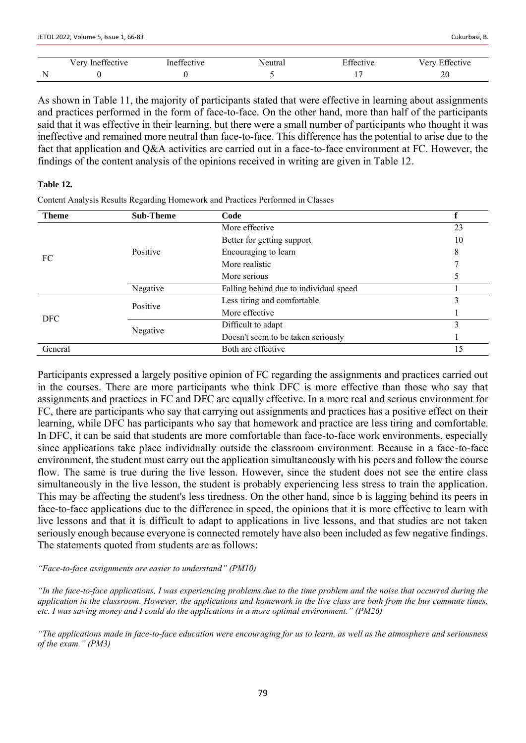| | Very Ineffective | Ineffective | Neutral | Effective | Very Effective |
|---|---|---|---|---|---|
| N | 0 | 0 | 5 | 17 | 20 |

As shown in Table 11, the majority of participants stated that were effective in learning about assignments and practices performed in the form of face-to-face. On the other hand, more than half of the participants said that it was effective in their learning, but there were a small number of participants who thought it was ineffective and remained more neutral than face-to-face. This difference has the potential to arise due to the fact that application and Q&A activities are carried out in a face-to-face environment at FC. However, the findings of the content analysis of the opinions received in writing are given in Table 12.

**Table 12.**

Content Analysis Results Regarding Homework and Practices Performed in Classes

| Theme | Sub-Theme | Code | f |
|---|---|---|---|
| FC | Positive | More effective | 23 |
| | | Better for getting support | 10 |
| | | Encouraging to learn | 8 |
| | | More realistic | 7 |
| | | More serious | 5 |
| | Negative | Falling behind due to individual speed | 1 |
| DFC | Positive | Less tiring and comfortable | 3 |
| | | More effective | 1 |
| | Negative | Difficult to adapt | 3 |
| | | Doesn't seem to be taken seriously | 1 |
| General | | Both are effective | 15 |

Participants expressed a largely positive opinion of FC regarding the assignments and practices carried out in the courses. There are more participants who think DFC is more effective than those who say that assignments and practices in FC and DFC are equally effective. In a more real and serious environment for FC, there are participants who say that carrying out assignments and practices has a positive effect on their learning, while DFC has participants who say that homework and practice are less tiring and comfortable. In DFC, it can be said that students are more comfortable than face-to-face work environments, especially since applications take place individually outside the classroom environment. Because in a face-to-face environment, the student must carry out the application simultaneously with his peers and follow the course flow. The same is true during the live lesson. However, since the student does not see the entire class simultaneously in the live lesson, the student is probably experiencing less stress to train the application. This may be affecting the student's less tiredness. On the other hand, since b is lagging behind its peers in face-to-face applications due to the difference in speed, the opinions that it is more effective to learn with live lessons and that it is difficult to adapt to applications in live lessons, and that studies are not taken seriously enough because everyone is connected remotely have also been included as few negative findings. The statements quoted from students are as follows:

*"Face-to-face assignments are easier to understand" (PM10)*

*"In the face-to-face applications, I was experiencing problems due to the time problem and the noise that occurred during the application in the classroom. However, the applications and homework in the live class are both from the bus commute times, etc. I was saving money and I could do the applications in a more optimal environment." (PM26)*

*"The applications made in face-to-face education were encouraging for us to learn, as well as the atmosphere and seriousness of the exam." (PM3)*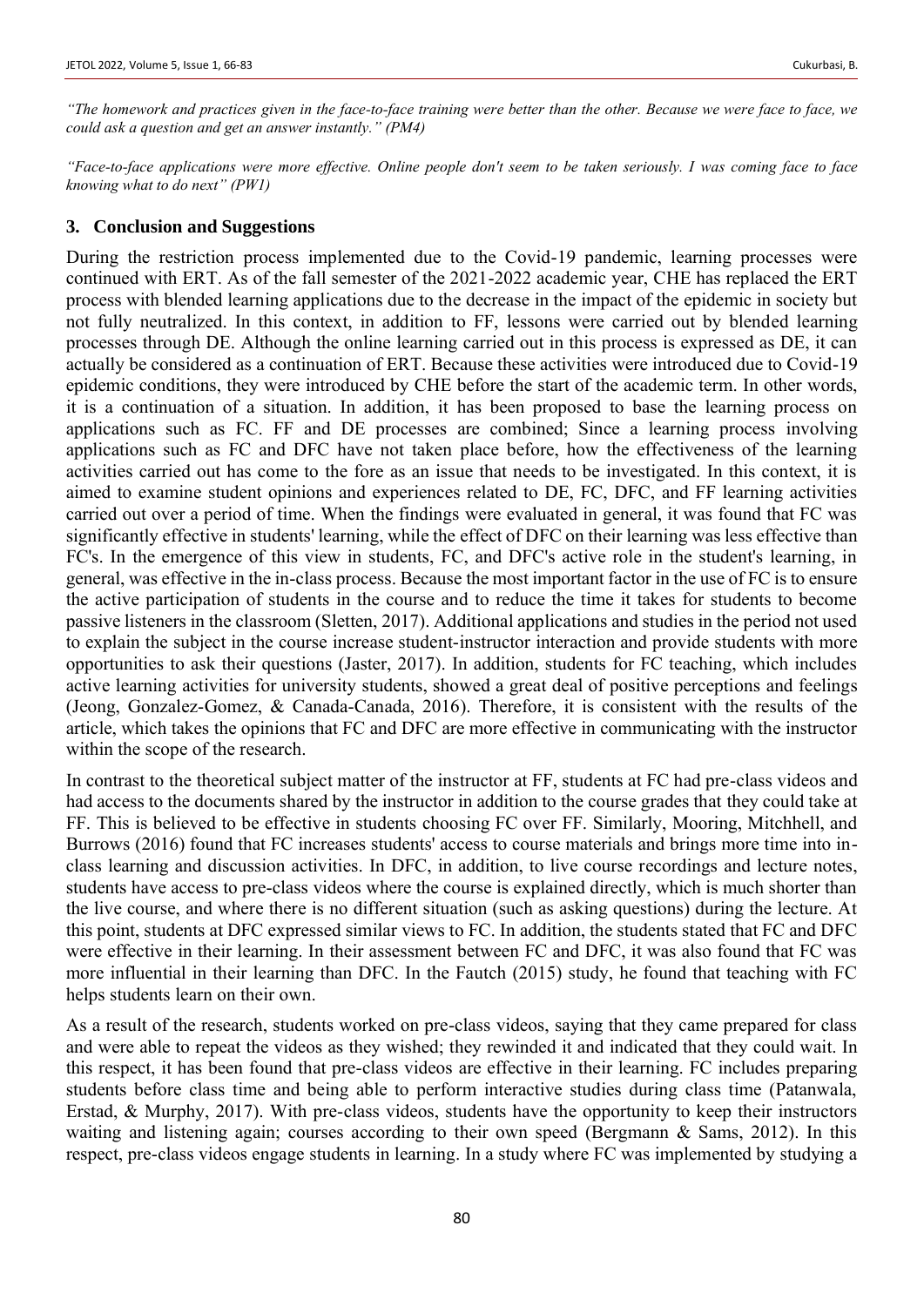*"The homework and practices given in the face-to-face training were better than the other. Because we were face to face, we could ask a question and get an answer instantly." (PM4)*

*"Face-to-face applications were more effective. Online people don't seem to be taken seriously. I was coming face to face knowing what to do next" (PW1)*

## 3. Conclusion and Suggestions

During the restriction process implemented due to the Covid-19 pandemic, learning processes were continued with ERT. As of the fall semester of the 2021-2022 academic year, CHE has replaced the ERT process with blended learning applications due to the decrease in the impact of the epidemic in society but not fully neutralized. In this context, in addition to FF, lessons were carried out by blended learning processes through DE. Although the online learning carried out in this process is expressed as DE, it can actually be considered as a continuation of ERT. Because these activities were introduced due to Covid-19 epidemic conditions, they were introduced by CHE before the start of the academic term. In other words, it is a continuation of a situation. In addition, it has been proposed to base the learning process on applications such as FC. FF and DE processes are combined; Since a learning process involving applications such as FC and DFC have not taken place before, how the effectiveness of the learning activities carried out has come to the fore as an issue that needs to be investigated. In this context, it is aimed to examine student opinions and experiences related to DE, FC, DFC, and FF learning activities carried out over a period of time. When the findings were evaluated in general, it was found that FC was significantly effective in students' learning, while the effect of DFC on their learning was less effective than FC's. In the emergence of this view in students, FC, and DFC's active role in the student's learning, in general, was effective in the in-class process. Because the most important factor in the use of FC is to ensure the active participation of students in the course and to reduce the time it takes for students to become passive listeners in the classroom (Sletten, 2017). Additional applications and studies in the period not used to explain the subject in the course increase student-instructor interaction and provide students with more opportunities to ask their questions (Jaster, 2017). In addition, students for FC teaching, which includes active learning activities for university students, showed a great deal of positive perceptions and feelings (Jeong, Gonzalez-Gomez, & Canada-Canada, 2016). Therefore, it is consistent with the results of the article, which takes the opinions that FC and DFC are more effective in communicating with the instructor within the scope of the research.

In contrast to the theoretical subject matter of the instructor at FF, students at FC had pre-class videos and had access to the documents shared by the instructor in addition to the course grades that they could take at FF. This is believed to be effective in students choosing FC over FF. Similarly, Mooring, Mitchhell, and Burrows (2016) found that FC increases students' access to course materials and brings more time into in-class learning and discussion activities. In DFC, in addition, to live course recordings and lecture notes, students have access to pre-class videos where the course is explained directly, which is much shorter than the live course, and where there is no different situation (such as asking questions) during the lecture. At this point, students at DFC expressed similar views to FC. In addition, the students stated that FC and DFC were effective in their learning. In their assessment between FC and DFC, it was also found that FC was more influential in their learning than DFC. In the Fautch (2015) study, he found that teaching with FC helps students learn on their own.

As a result of the research, students worked on pre-class videos, saying that they came prepared for class and were able to repeat the videos as they wished; they rewinded it and indicated that they could wait. In this respect, it has been found that pre-class videos are effective in their learning. FC includes preparing students before class time and being able to perform interactive studies during class time (Patanwala, Erstad, & Murphy, 2017). With pre-class videos, students have the opportunity to keep their instructors waiting and listening again; courses according to their own speed (Bergmann & Sams, 2012). In this respect, pre-class videos engage students in learning. In a study where FC was implemented by studying a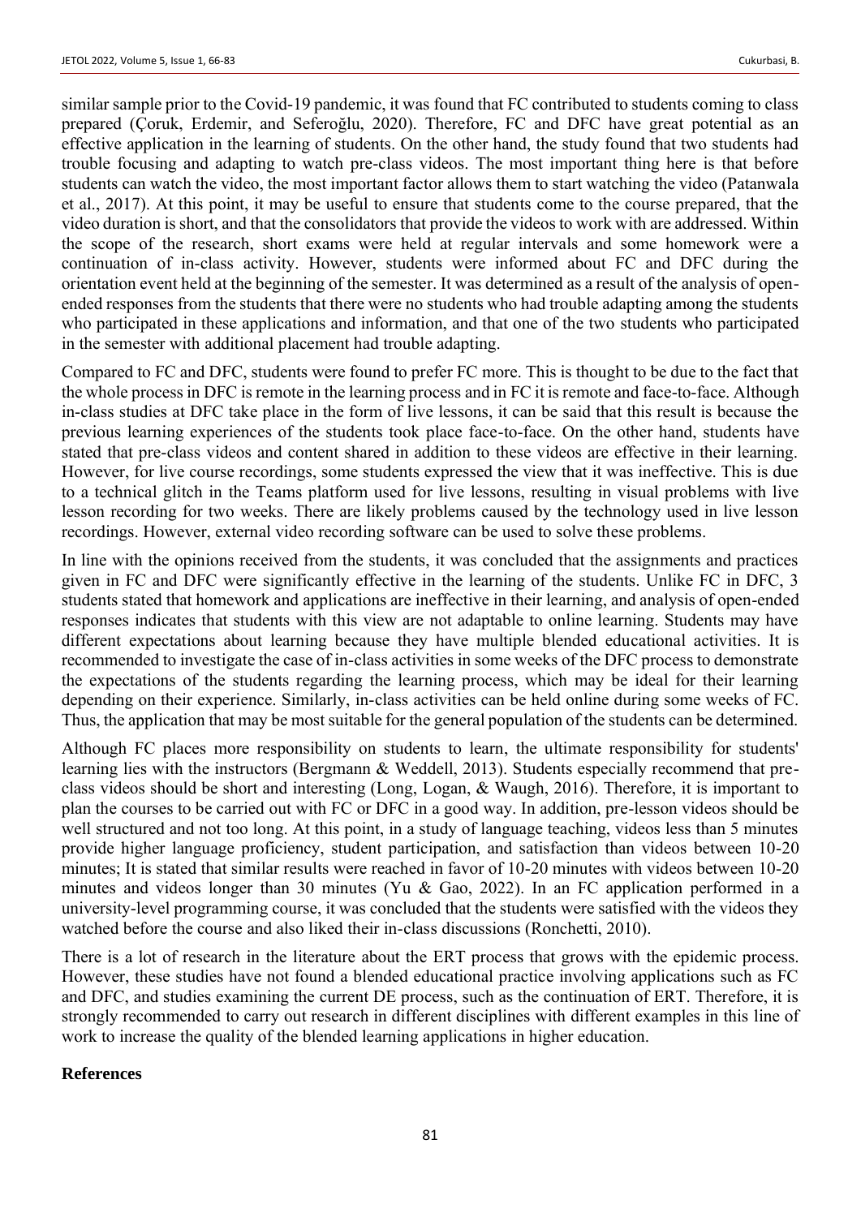similar sample prior to the Covid-19 pandemic, it was found that FC contributed to students coming to class prepared (Çoruk, Erdemir, and Seferoğlu, 2020). Therefore, FC and DFC have great potential as an effective application in the learning of students. On the other hand, the study found that two students had trouble focusing and adapting to watch pre-class videos. The most important thing here is that before students can watch the video, the most important factor allows them to start watching the video (Patanwala et al., 2017). At this point, it may be useful to ensure that students come to the course prepared, that the video duration is short, and that the consolidators that provide the videos to work with are addressed. Within the scope of the research, short exams were held at regular intervals and some homework were a continuation of in-class activity. However, students were informed about FC and DFC during the orientation event held at the beginning of the semester. It was determined as a result of the analysis of open-ended responses from the students that there were no students who had trouble adapting among the students who participated in these applications and information, and that one of the two students who participated in the semester with additional placement had trouble adapting.

Compared to FC and DFC, students were found to prefer FC more. This is thought to be due to the fact that the whole process in DFC is remote in the learning process and in FC it is remote and face-to-face. Although in-class studies at DFC take place in the form of live lessons, it can be said that this result is because the previous learning experiences of the students took place face-to-face. On the other hand, students have stated that pre-class videos and content shared in addition to these videos are effective in their learning. However, for live course recordings, some students expressed the view that it was ineffective. This is due to a technical glitch in the Teams platform used for live lessons, resulting in visual problems with live lesson recording for two weeks. There are likely problems caused by the technology used in live lesson recordings. However, external video recording software can be used to solve these problems.

In line with the opinions received from the students, it was concluded that the assignments and practices given in FC and DFC were significantly effective in the learning of the students. Unlike FC in DFC, 3 students stated that homework and applications are ineffective in their learning, and analysis of open-ended responses indicates that students with this view are not adaptable to online learning. Students may have different expectations about learning because they have multiple blended educational activities. It is recommended to investigate the case of in-class activities in some weeks of the DFC process to demonstrate the expectations of the students regarding the learning process, which may be ideal for their learning depending on their experience. Similarly, in-class activities can be held online during some weeks of FC. Thus, the application that may be most suitable for the general population of the students can be determined.

Although FC places more responsibility on students to learn, the ultimate responsibility for students' learning lies with the instructors (Bergmann & Weddell, 2013). Students especially recommend that pre-class videos should be short and interesting (Long, Logan, & Waugh, 2016). Therefore, it is important to plan the courses to be carried out with FC or DFC in a good way. In addition, pre-lesson videos should be well structured and not too long. At this point, in a study of language teaching, videos less than 5 minutes provide higher language proficiency, student participation, and satisfaction than videos between 10-20 minutes; It is stated that similar results were reached in favor of 10-20 minutes with videos between 10-20 minutes and videos longer than 30 minutes (Yu & Gao, 2022). In an FC application performed in a university-level programming course, it was concluded that the students were satisfied with the videos they watched before the course and also liked their in-class discussions (Ronchetti, 2010).

There is a lot of research in the literature about the ERT process that grows with the epidemic process. However, these studies have not found a blended educational practice involving applications such as FC and DFC, and studies examining the current DE process, such as the continuation of ERT. Therefore, it is strongly recommended to carry out research in different disciplines with different examples in this line of work to increase the quality of the blended learning applications in higher education.

## References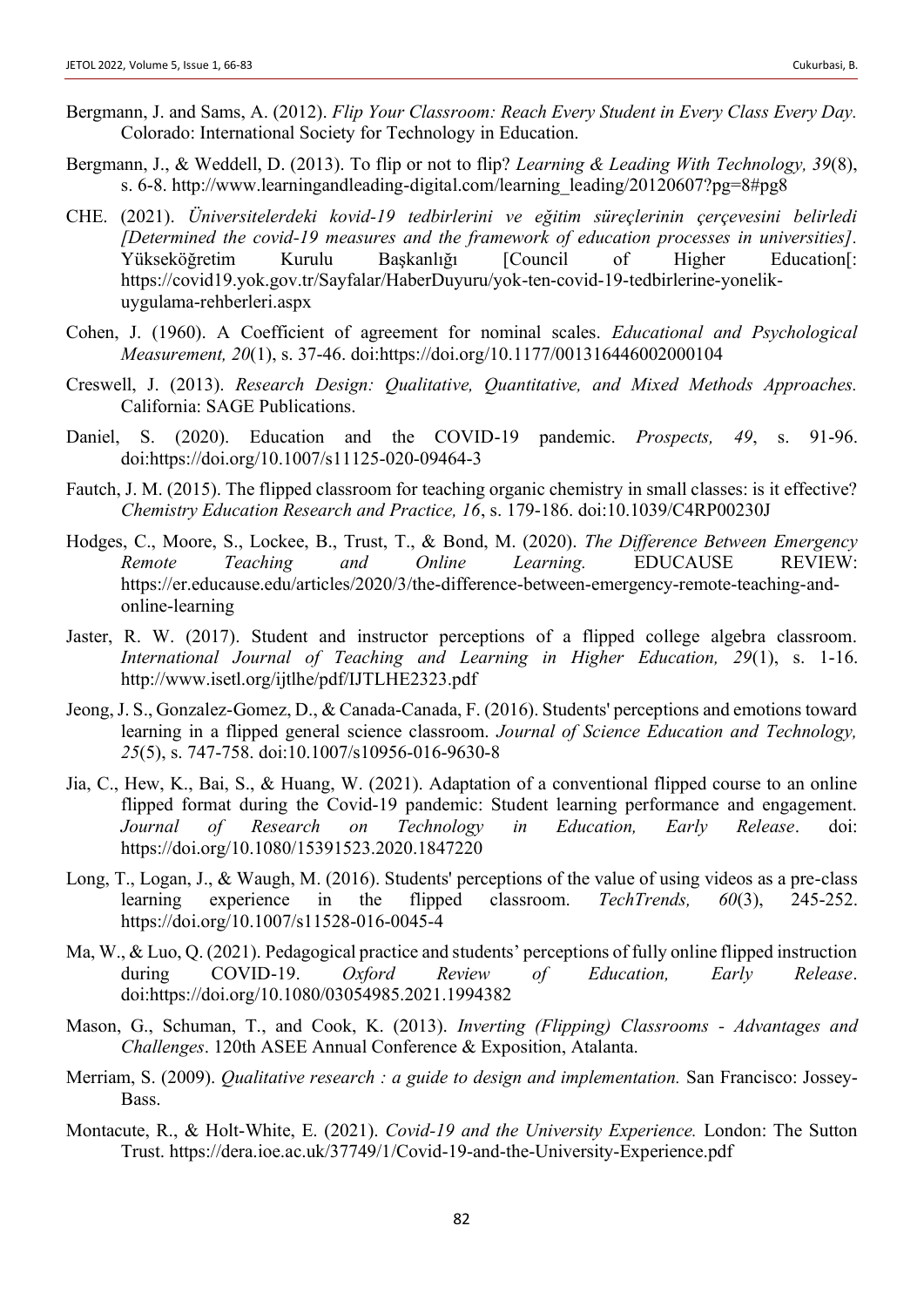Bergmann, J. and Sams, A. (2012). *Flip Your Classroom: Reach Every Student in Every Class Every Day.* Colorado: International Society for Technology in Education.

Bergmann, J., & Weddell, D. (2013). To flip or not to flip? *Learning & Leading With Technology, 39*(8), s. 6-8. http://www.learningandleading-digital.com/learning_leading/20120607?pg=8#pg8

CHE. (2021). *Üniversitelerdeki kovid-19 tedbirlerini ve eğitim süreçlerinin çerçevesini belirledi [Determined the covid-19 measures and the framework of education processes in universities].* Yükseköğretim Kurulu Başkanlığı [Council of Higher Education[: https://covid19.yok.gov.tr/Sayfalar/HaberDuyuru/yok-ten-covid-19-tedbirlerine-yonelik-uygulama-rehberleri.aspx

Cohen, J. (1960). A Coefficient of agreement for nominal scales. *Educational and Psychological Measurement, 20*(1), s. 37-46. doi:https://doi.org/10.1177/001316446002000104

Creswell, J. (2013). *Research Design: Qualitative, Quantitative, and Mixed Methods Approaches.* California: SAGE Publications.

Daniel, S. (2020). Education and the COVID-19 pandemic. *Prospects, 49*, s. 91-96. doi:https://doi.org/10.1007/s11125-020-09464-3

Fautch, J. M. (2015). The flipped classroom for teaching organic chemistry in small classes: is it effective? *Chemistry Education Research and Practice, 16*, s. 179-186. doi:10.1039/C4RP00230J

Hodges, C., Moore, S., Lockee, B., Trust, T., & Bond, M. (2020). *The Difference Between Emergency Remote Teaching and Online Learning.* EDUCAUSE REVIEW: https://er.educause.edu/articles/2020/3/the-difference-between-emergency-remote-teaching-and-online-learning

Jaster, R. W. (2017). Student and instructor perceptions of a flipped college algebra classroom. *International Journal of Teaching and Learning in Higher Education, 29*(1), s. 1-16. http://www.isetl.org/ijtlhe/pdf/IJTLHE2323.pdf

Jeong, J. S., Gonzalez-Gomez, D., & Canada-Canada, F. (2016). Students' perceptions and emotions toward learning in a flipped general science classroom. *Journal of Science Education and Technology, 25*(5), s. 747-758. doi:10.1007/s10956-016-9630-8

Jia, C., Hew, K., Bai, S., & Huang, W. (2021). Adaptation of a conventional flipped course to an online flipped format during the Covid-19 pandemic: Student learning performance and engagement. *Journal of Research on Technology in Education, Early Release*. doi: https://doi.org/10.1080/15391523.2020.1847220

Long, T., Logan, J., & Waugh, M. (2016). Students' perceptions of the value of using videos as a pre-class learning experience in the flipped classroom. *TechTrends, 60*(3), 245-252. https://doi.org/10.1007/s11528-016-0045-4

Ma, W., & Luo, Q. (2021). Pedagogical practice and students' perceptions of fully online flipped instruction during COVID-19. *Oxford Review of Education, Early Release*. doi:https://doi.org/10.1080/03054985.2021.1994382

Mason, G., Schuman, T., and Cook, K. (2013). *Inverting (Flipping) Classrooms - Advantages and Challenges*. 120th ASEE Annual Conference & Exposition, Atalanta.

Merriam, S. (2009). *Qualitative research : a guide to design and implementation.* San Francisco: Jossey-Bass.

Montacute, R., & Holt-White, E. (2021). *Covid-19 and the University Experience.* London: The Sutton Trust. https://dera.ioe.ac.uk/37749/1/Covid-19-and-the-University-Experience.pdf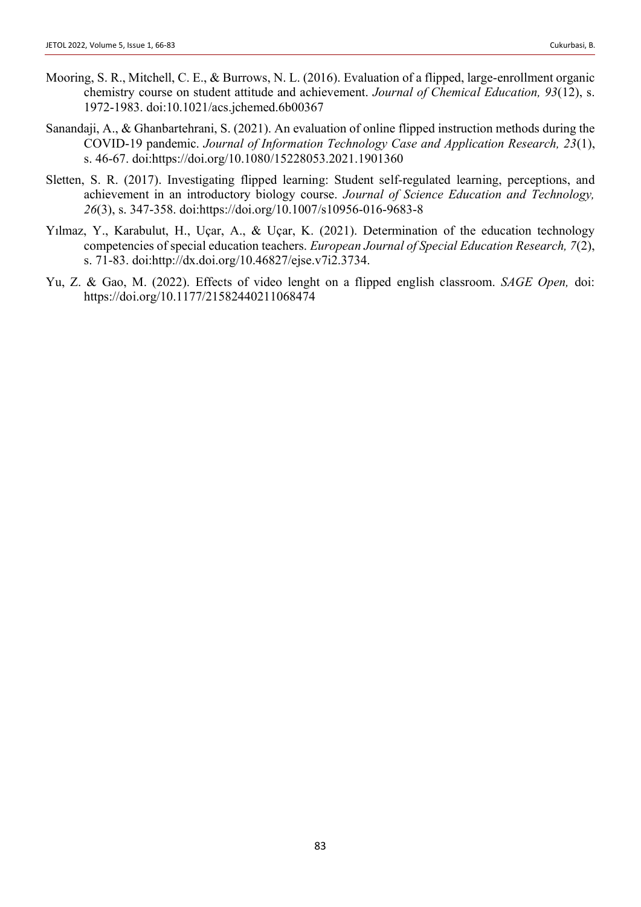Mooring, S. R., Mitchell, C. E., & Burrows, N. L. (2016). Evaluation of a flipped, large-enrollment organic chemistry course on student attitude and achievement. *Journal of Chemical Education, 93*(12), s. 1972-1983. doi:10.1021/acs.jchemed.6b00367

Sanandaji, A., & Ghanbartehrani, S. (2021). An evaluation of online flipped instruction methods during the COVID-19 pandemic. *Journal of Information Technology Case and Application Research, 23*(1), s. 46-67. doi:https://doi.org/10.1080/15228053.2021.1901360

Sletten, S. R. (2017). Investigating flipped learning: Student self-regulated learning, perceptions, and achievement in an introductory biology course. *Journal of Science Education and Technology, 26*(3), s. 347-358. doi:https://doi.org/10.1007/s10956-016-9683-8

Yılmaz, Y., Karabulut, H., Uçar, A., & Uçar, K. (2021). Determination of the education technology competencies of special education teachers. *European Journal of Special Education Research, 7*(2), s. 71-83. doi:http://dx.doi.org/10.46827/ejse.v7i2.3734.

Yu, Z. & Gao, M. (2022). Effects of video lenght on a flipped english classroom. *SAGE Open,* doi: https://doi.org/10.1177/21582440211068474